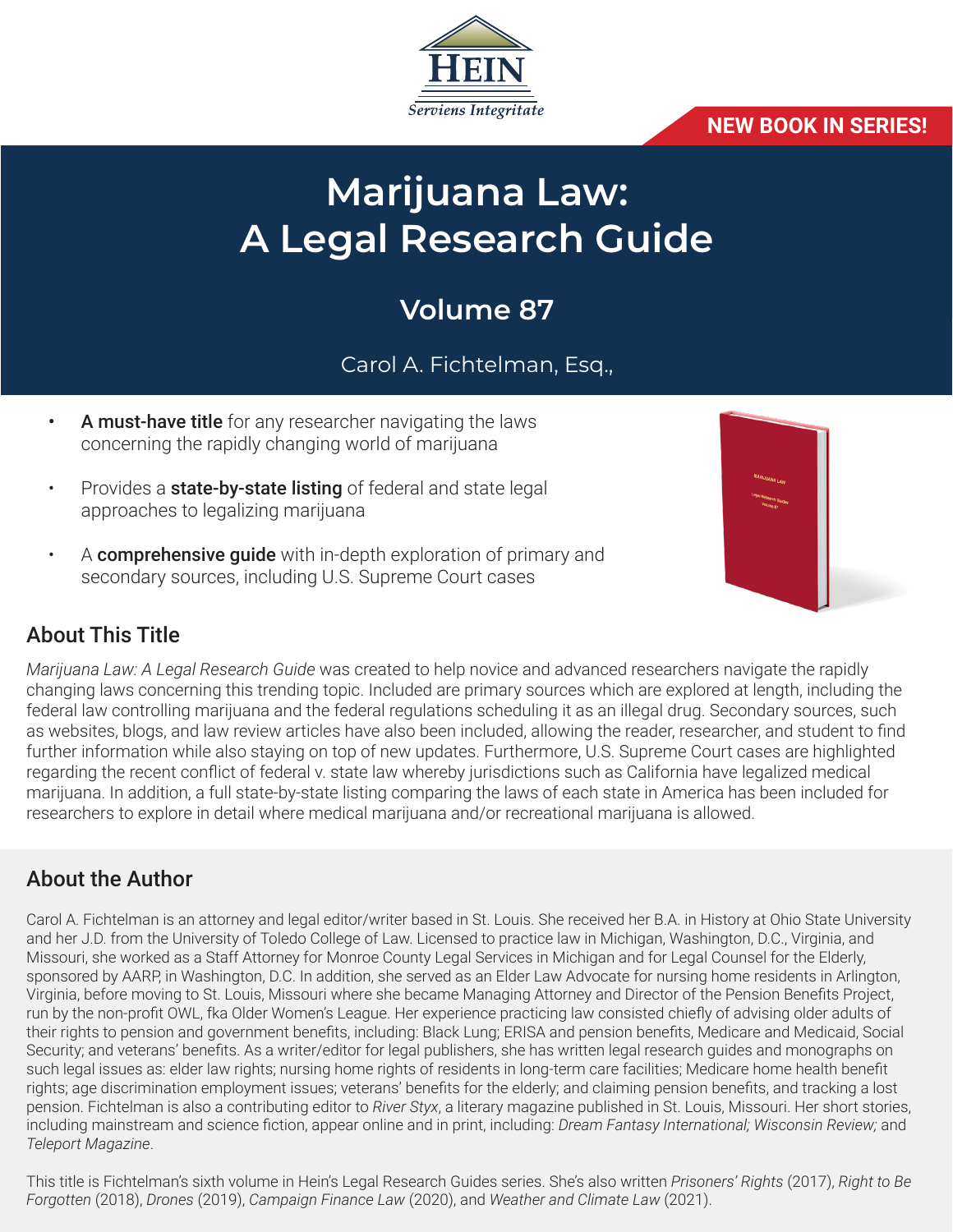HEIN

*Serviens Integritate*

**NEW BOOK IN SERIES!**

# Marijuana Law: A Legal Research Guide

## Volume 87

Carol A. Fichtelman, Esq.,

- **A must-have title** for any researcher navigating the laws concerning the rapidly changing world of marijuana
- Provides a **state-by-state listing** of federal and state legal approaches to legalizing marijuana
- A **comprehensive guide** with in-depth exploration of primary and secondary sources, including U.S. Supreme Court cases

## About This Title

*Marijuana Law: A Legal Research Guide* was created to help novice and advanced researchers navigate the rapidly changing laws concerning this trending topic. Included are primary sources which are explored at length, including the federal law controlling marijuana and the federal regulations scheduling it as an illegal drug. Secondary sources, such as websites, blogs, and law review articles have also been included, allowing the reader, researcher, and student to find further information while also staying on top of new updates. Furthermore, U.S. Supreme Court cases are highlighted regarding the recent conflict of federal v. state law whereby jurisdictions such as California have legalized medical marijuana. In addition, a full state-by-state listing comparing the laws of each state in America has been included for researchers to explore in detail where medical marijuana and/or recreational marijuana is allowed.

## About the Author

Carol A. Fichtelman is an attorney and legal editor/writer based in St. Louis. She received her B.A. in History at Ohio State University and her J.D. from the University of Toledo College of Law. Licensed to practice law in Michigan, Washington, D.C., Virginia, and Missouri, she worked as a Staff Attorney for Monroe County Legal Services in Michigan and for Legal Counsel for the Elderly, sponsored by AARP, in Washington, D.C. In addition, she served as an Elder Law Advocate for nursing home residents in Arlington, Virginia, before moving to St. Louis, Missouri where she became Managing Attorney and Director of the Pension Benefits Project, run by the non-profit OWL, fka Older Women's League. Her experience practicing law consisted chiefly of advising older adults of their rights to pension and government benefits, including: Black Lung; ERISA and pension benefits, Medicare and Medicaid, Social Security; and veterans' benefits. As a writer/editor for legal publishers, she has written legal research guides and monographs on such legal issues as: elder law rights; nursing home rights of residents in long-term care facilities; Medicare home health benefit rights; age discrimination employment issues; veterans' benefits for the elderly; and claiming pension benefits, and tracking a lost pension. Fichtelman is also a contributing editor to *River Styx*, a literary magazine published in St. Louis, Missouri. Her short stories, including mainstream and science fiction, appear online and in print, including: *Dream Fantasy International; Wisconsin Review;* and *Teleport Magazine*.

This title is Fichtelman's sixth volume in Hein's Legal Research Guides series. She's also written *Prisoners' Rights* (2017), *Right to Be Forgotten* (2018), *Drones* (2019), *Campaign Finance Law* (2020), and *Weather and Climate Law* (2021).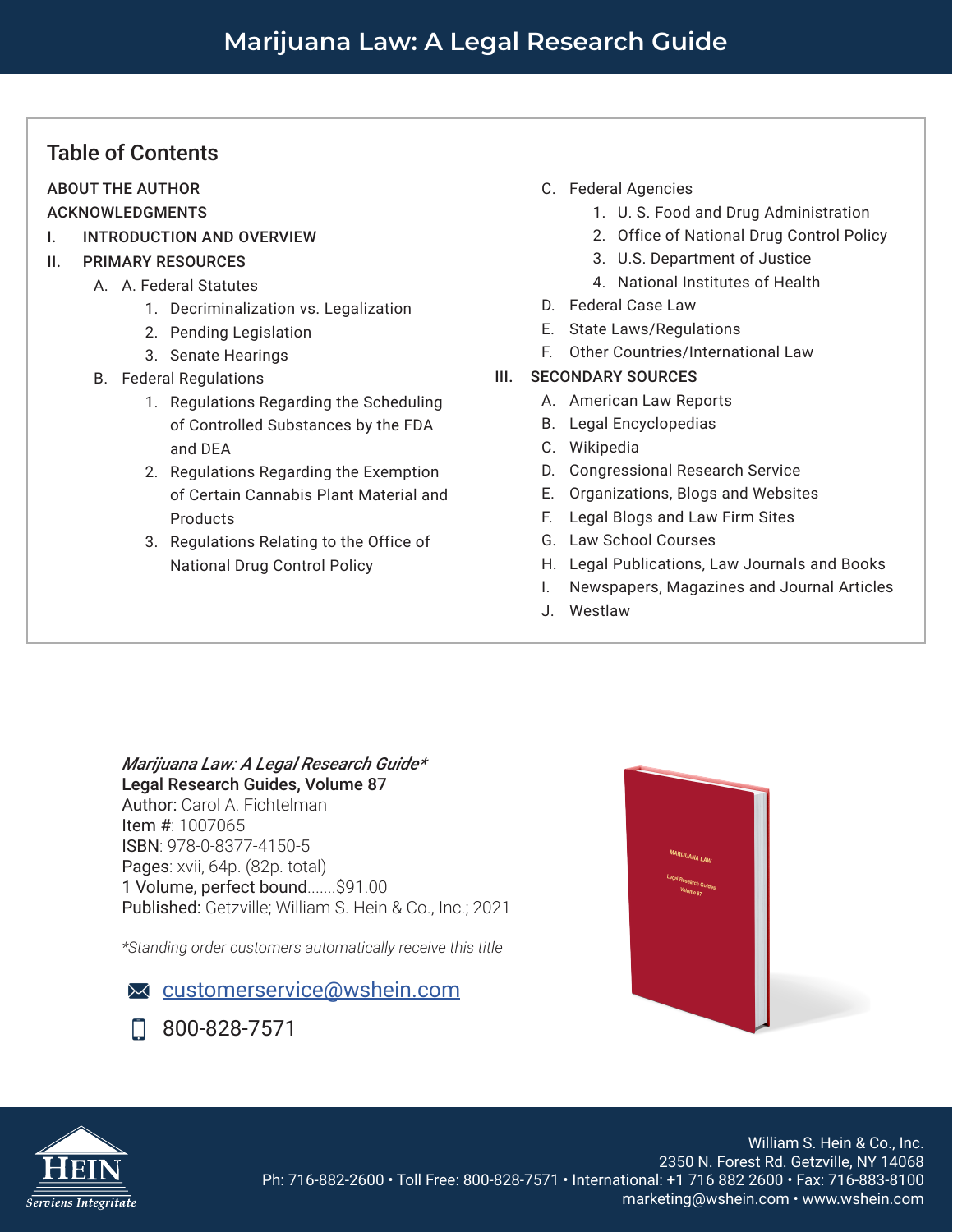# Marijuana Law: A Legal Research Guide

## Table of Contents

ABOUT THE AUTHOR

ACKNOWLEDGMENTS

I. INTRODUCTION AND OVERVIEW

II. PRIMARY RESOURCES

- A. A. Federal Statutes
  1. Decriminalization vs. Legalization
  2. Pending Legislation
  3. Senate Hearings
- B. Federal Regulations
  1. Regulations Regarding the Scheduling of Controlled Substances by the FDA and DEA
  2. Regulations Regarding the Exemption of Certain Cannabis Plant Material and Products
  3. Regulations Relating to the Office of National Drug Control Policy
- C. Federal Agencies
  1. U. S. Food and Drug Administration
  2. Office of National Drug Control Policy
  3. U.S. Department of Justice
  4. National Institutes of Health
- D. Federal Case Law
- E. State Laws/Regulations
- F. Other Countries/International Law

III. SECONDARY SOURCES

- A. American Law Reports
- B. Legal Encyclopedias
- C. Wikipedia
- D. Congressional Research Service
- E. Organizations, Blogs and Websites
- F. Legal Blogs and Law Firm Sites
- G. Law School Courses
- H. Legal Publications, Law Journals and Books
- I. Newspapers, Magazines and Journal Articles
- J. Westlaw

*Marijuana Law: A Legal Research Guide**
**Legal Research Guides, Volume 87**
Author: Carol A. Fichtelman
Item #: 1007065
ISBN: 978-0-8377-4150-5
Pages: xvii, 64p. (82p. total)
1 Volume, perfect bound.......$91.00
Published: Getzville; William S. Hein & Co., Inc.; 2021

**Standing order customers automatically receive this title*

customerservice@wshein.com

800-828-7571

HEIN
Serviens Integritate

William S. Hein & Co., Inc.
2350 N. Forest Rd. Getzville, NY 14068
Ph: 716-882-2600 • Toll Free: 800-828-7571 • International: +1 716 882 2600 • Fax: 716-883-8100
marketing@wshein.com • www.wshein.com